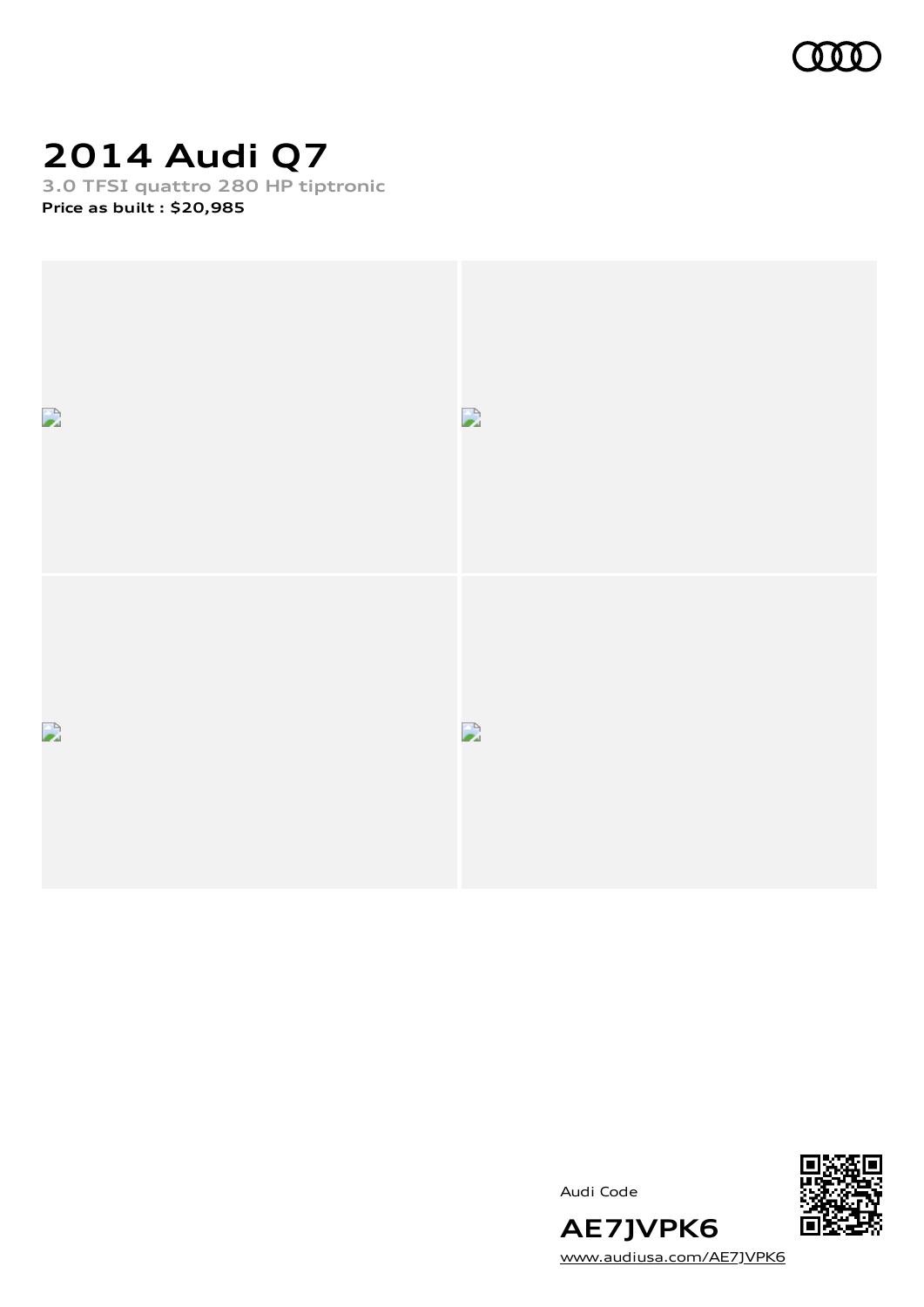# 2014 Audi Q7

**3.0 TFSI quattro 280 HP tiptronic**

**Price as built : $20,985**

Audi Code

**AE7JVPK6**

[www.audiusa.com/AE7JVPK6](www.audiusa.com/AE7JVPK6)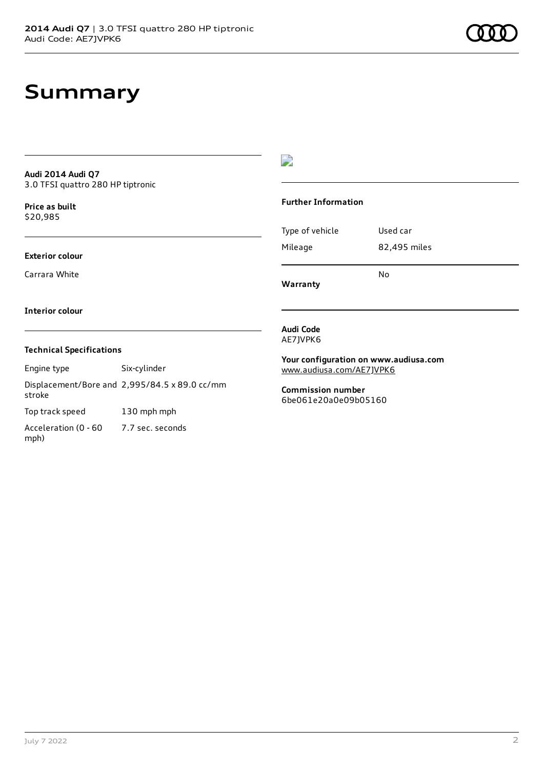# Summary

**Audi 2014 Audi Q7**
3.0 TFSI quattro 280 HP tiptronic

**Price as built**
$20,985

**Exterior colour**

Carrara White

**Interior colour**

### Technical Specifications

| | |
|---|---|
| Engine type | Six-cylinder |
| Displacement/Bore and stroke | 2,995/84.5 x 89.0 cc/mm |
| Top track speed | 130 mph mph |
| Acceleration (0 - 60 mph) | 7.7 sec. seconds |

### Further Information

| | |
|---|---|
| Type of vehicle | Used car |
| Mileage | 82,495 miles |
| **Warranty** | No |

**Audi Code**
AE7JVPK6

**Your configuration on www.audiusa.com**
www.audiusa.com/AE7JVPK6

**Commission number**
6be061e20a0e09b05160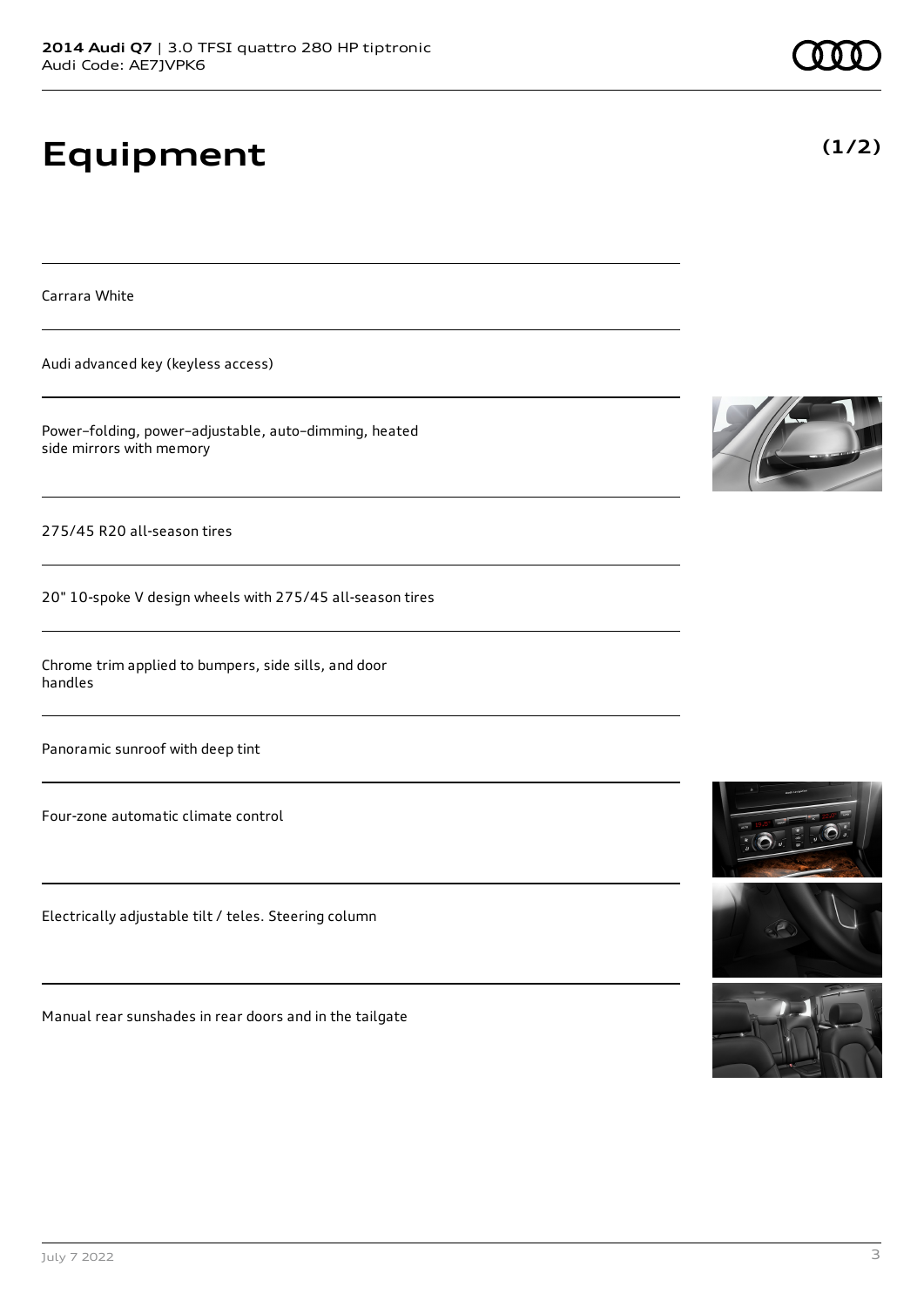# Equipment

**(1/2)**

Carrara White

Audi advanced key (keyless access)

Power–folding, power–adjustable, auto–dimming, heated side mirrors with memory

275/45 R20 all-season tires

20" 10-spoke V design wheels with 275/45 all-season tires

Chrome trim applied to bumpers, side sills, and door handles

Panoramic sunroof with deep tint

Four-zone automatic climate control

Electrically adjustable tilt / teles. Steering column

Manual rear sunshades in rear doors and in the tailgate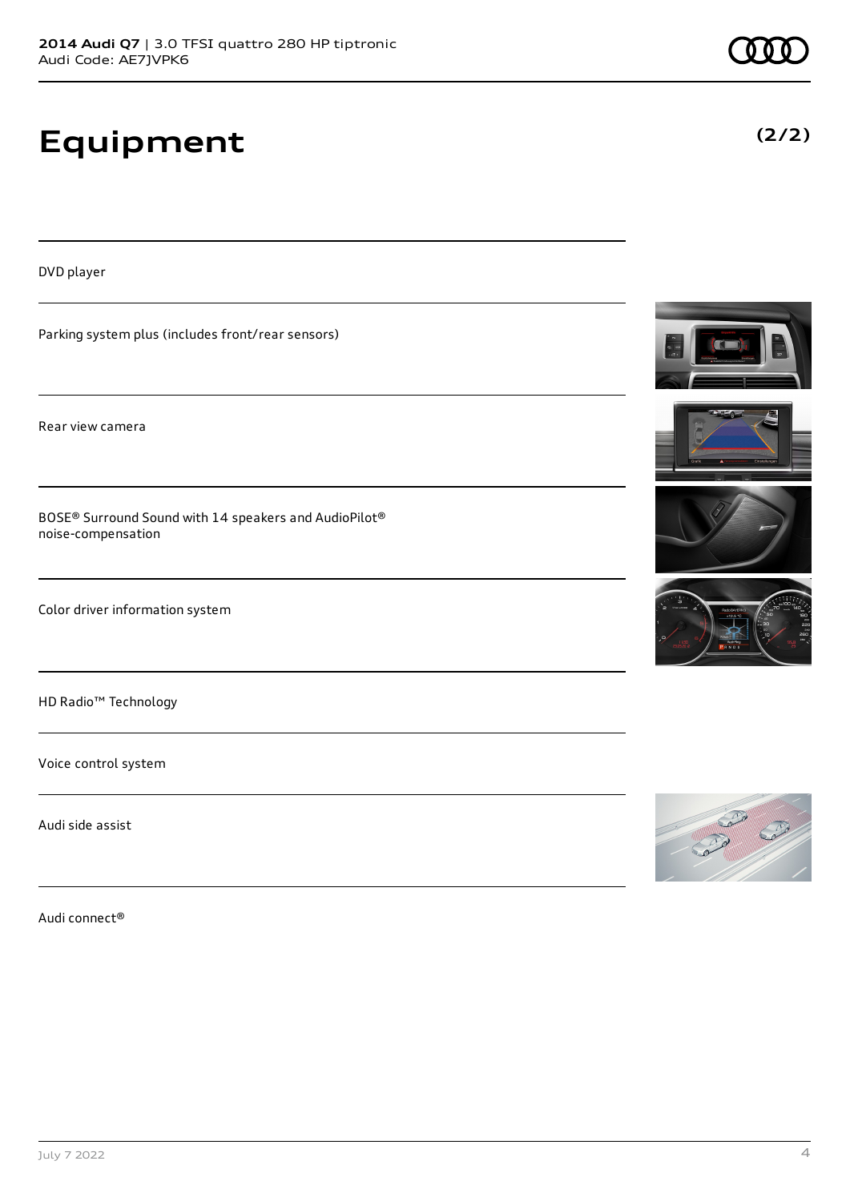# Equipment

(2/2)

DVD player

Parking system plus (includes front/rear sensors)

Rear view camera

BOSE® Surround Sound with 14 speakers and AudioPilot® noise-compensation

Color driver information system

HD Radio™ Technology

Voice control system

Audi side assist

Audi connect®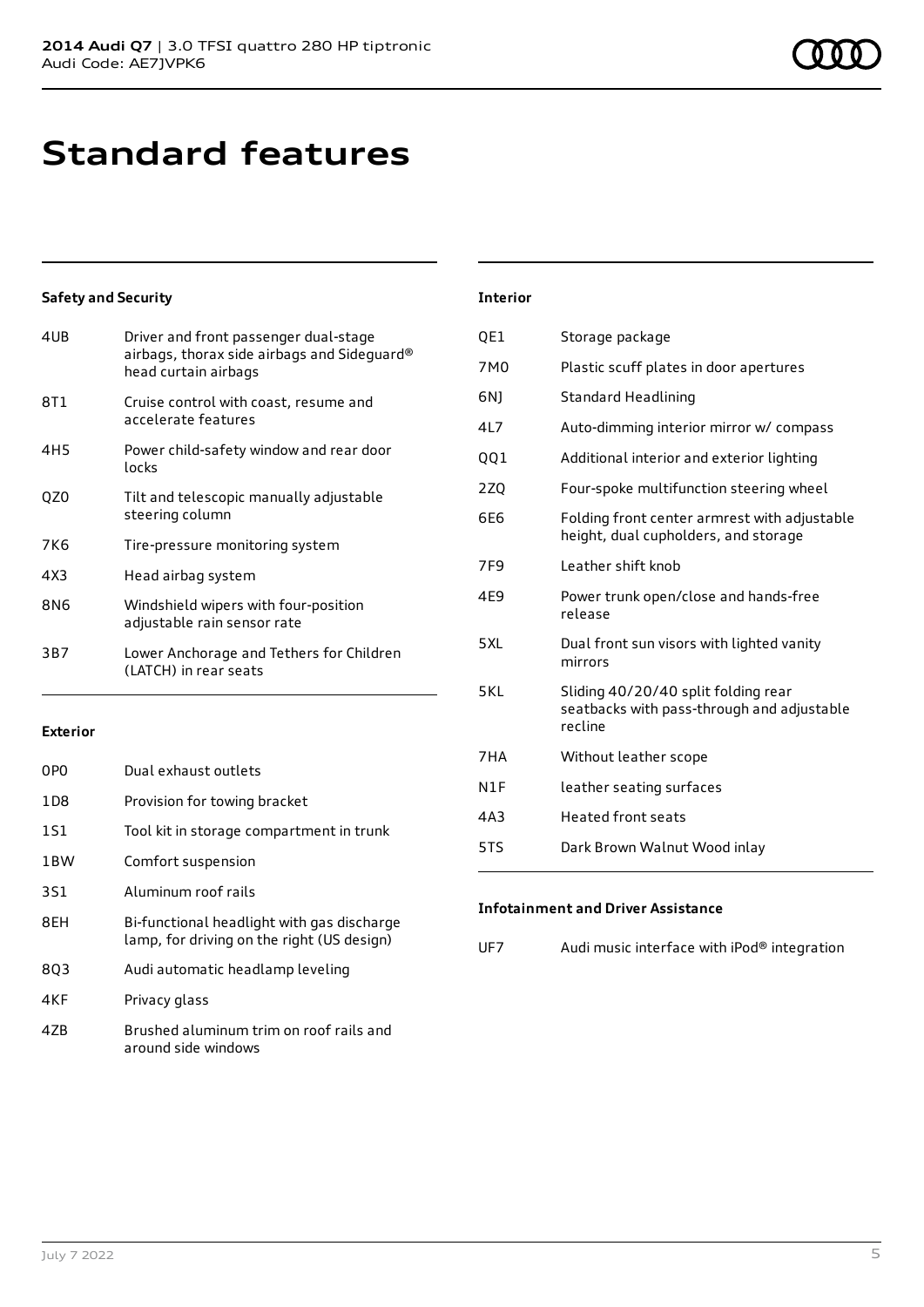# Standard features

### Safety and Security

| | |
|---|---|
| 4UB | Driver and front passenger dual-stage airbags, thorax side airbags and Sideguard® head curtain airbags |
| 8T1 | Cruise control with coast, resume and accelerate features |
| 4H5 | Power child-safety window and rear door locks |
| QZ0 | Tilt and telescopic manually adjustable steering column |
| 7K6 | Tire-pressure monitoring system |
| 4X3 | Head airbag system |
| 8N6 | Windshield wipers with four-position adjustable rain sensor rate |
| 3B7 | Lower Anchorage and Tethers for Children (LATCH) in rear seats |

### Exterior

| | |
|---|---|
| 0P0 | Dual exhaust outlets |
| 1D8 | Provision for towing bracket |
| 1S1 | Tool kit in storage compartment in trunk |
| 1BW | Comfort suspension |
| 3S1 | Aluminum roof rails |
| 8EH | Bi-functional headlight with gas discharge lamp, for driving on the right (US design) |
| 8Q3 | Audi automatic headlamp leveling |
| 4KF | Privacy glass |
| 4ZB | Brushed aluminum trim on roof rails and around side windows |

### Interior

| | |
|---|---|
| QE1 | Storage package |
| 7M0 | Plastic scuff plates in door apertures |
| 6NJ | Standard Headlining |
| 4L7 | Auto-dimming interior mirror w/ compass |
| QQ1 | Additional interior and exterior lighting |
| 2ZQ | Four-spoke multifunction steering wheel |
| 6E6 | Folding front center armrest with adjustable height, dual cupholders, and storage |
| 7F9 | Leather shift knob |
| 4E9 | Power trunk open/close and hands-free release |
| 5XL | Dual front sun visors with lighted vanity mirrors |
| 5KL | Sliding 40/20/40 split folding rear seatbacks with pass-through and adjustable recline |
| 7HA | Without leather scope |
| N1F | leather seating surfaces |
| 4A3 | Heated front seats |
| 5TS | Dark Brown Walnut Wood inlay |

### Infotainment and Driver Assistance

| | |
|---|---|
| UF7 | Audi music interface with iPod® integration |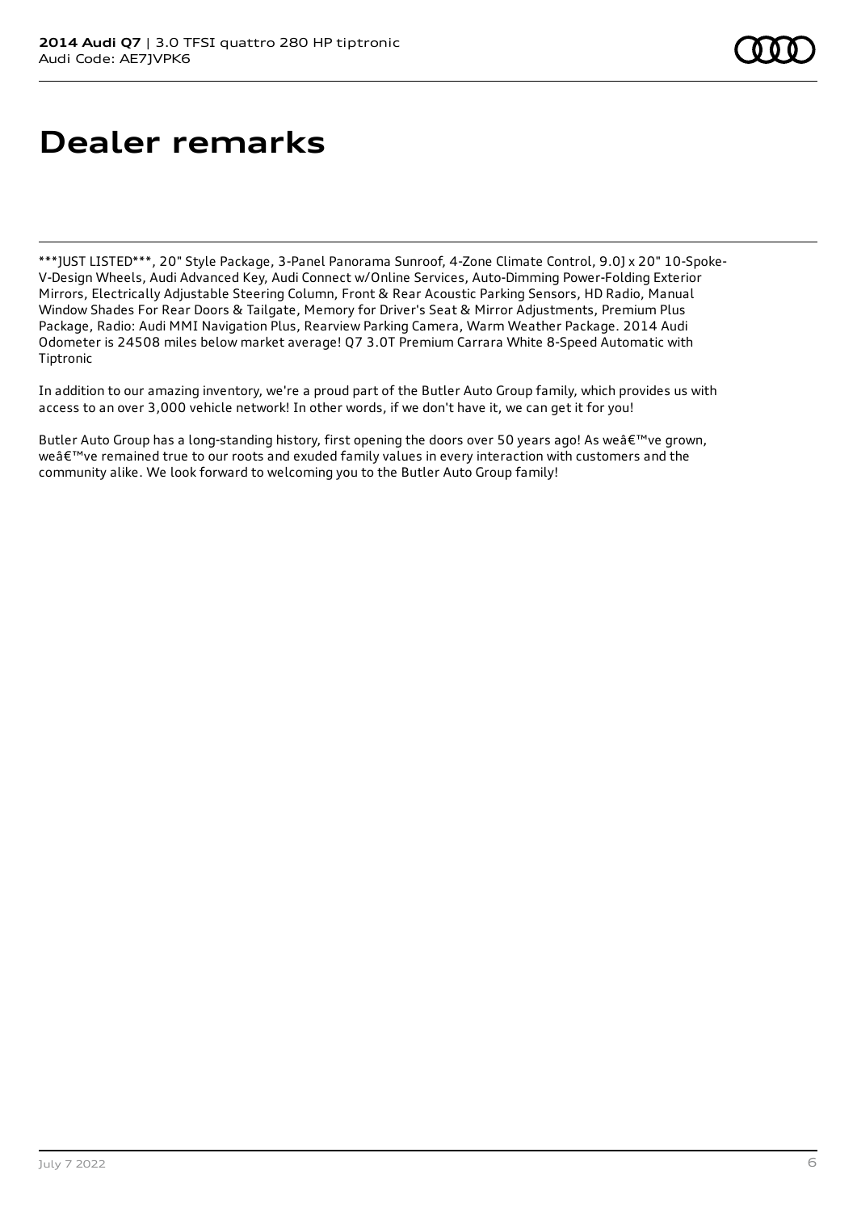# Dealer remarks

***JUST LISTED***, 20" Style Package, 3-Panel Panorama Sunroof, 4-Zone Climate Control, 9.0J x 20" 10-Spoke-V-Design Wheels, Audi Advanced Key, Audi Connect w/Online Services, Auto-Dimming Power-Folding Exterior Mirrors, Electrically Adjustable Steering Column, Front & Rear Acoustic Parking Sensors, HD Radio, Manual Window Shades For Rear Doors & Tailgate, Memory for Driver's Seat & Mirror Adjustments, Premium Plus Package, Radio: Audi MMI Navigation Plus, Rearview Parking Camera, Warm Weather Package. 2014 Audi Odometer is 24508 miles below market average! Q7 3.0T Premium Carrara White 8-Speed Automatic with Tiptronic

In addition to our amazing inventory, we're a proud part of the Butler Auto Group family, which provides us with access to an over 3,000 vehicle network! In other words, if we don't have it, we can get it for you!

Butler Auto Group has a long-standing history, first opening the doors over 50 years ago! As weâ€™ve grown, weâ€™ve remained true to our roots and exuded family values in every interaction with customers and the community alike. We look forward to welcoming you to the Butler Auto Group family!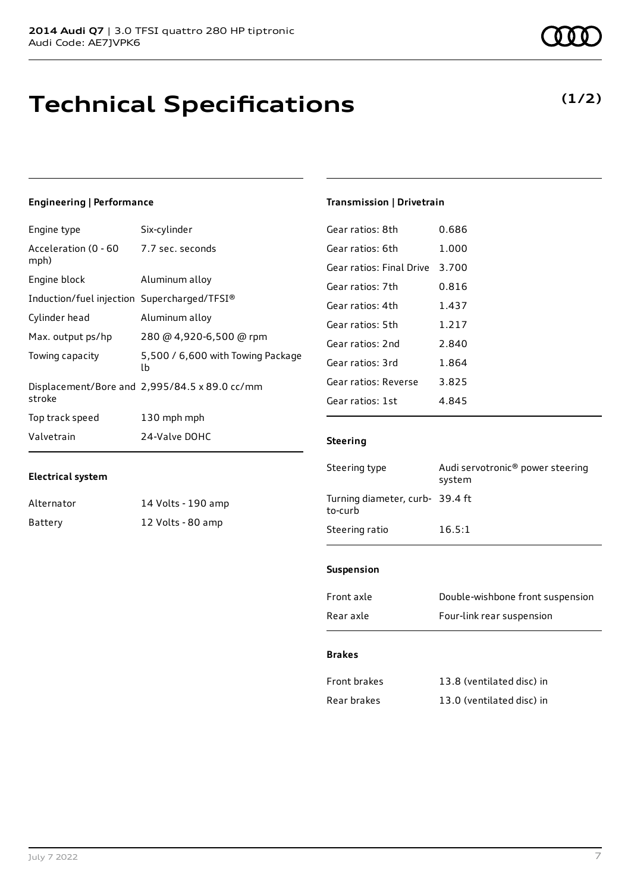**2014 Audi Q7** | 3.0 TFSI quattro 280 HP tiptronic
Audi Code: AE7JVPK6

# Technical Specifications

**(1/2)**

### Engineering | Performance

| | |
|---|---|
| Engine type | Six-cylinder |
| Acceleration (0 - 60 mph) | 7.7 sec. seconds |
| Engine block | Aluminum alloy |
| Induction/fuel injection | Supercharged/TFSI® |
| Cylinder head | Aluminum alloy |
| Max. output ps/hp | 280 @ 4,920-6,500 @ rpm |
| Towing capacity | 5,500 / 6,600 with Towing Package lb |
| Displacement/Bore and stroke | 2,995/84.5 x 89.0 cc/mm |
| Top track speed | 130 mph mph |
| Valvetrain | 24-Valve DOHC |

### Electrical system

| | |
|---|---|
| Alternator | 14 Volts - 190 amp |
| Battery | 12 Volts - 80 amp |

### Transmission | Drivetrain

| | |
|---|---|
| Gear ratios: 8th | 0.686 |
| Gear ratios: 6th | 1.000 |
| Gear ratios: Final Drive | 3.700 |
| Gear ratios: 7th | 0.816 |
| Gear ratios: 4th | 1.437 |
| Gear ratios: 5th | 1.217 |
| Gear ratios: 2nd | 2.840 |
| Gear ratios: 3rd | 1.864 |
| Gear ratios: Reverse | 3.825 |
| Gear ratios: 1st | 4.845 |

### Steering

| | |
|---|---|
| Steering type | Audi servotronic® power steering system |
| Turning diameter, curb-to-curb | 39.4 ft |
| Steering ratio | 16.5:1 |

### Suspension

| | |
|---|---|
| Front axle | Double-wishbone front suspension |
| Rear axle | Four-link rear suspension |

### Brakes

| | |
|---|---|
| Front brakes | 13.8 (ventilated disc) in |
| Rear brakes | 13.0 (ventilated disc) in |

July 7 2022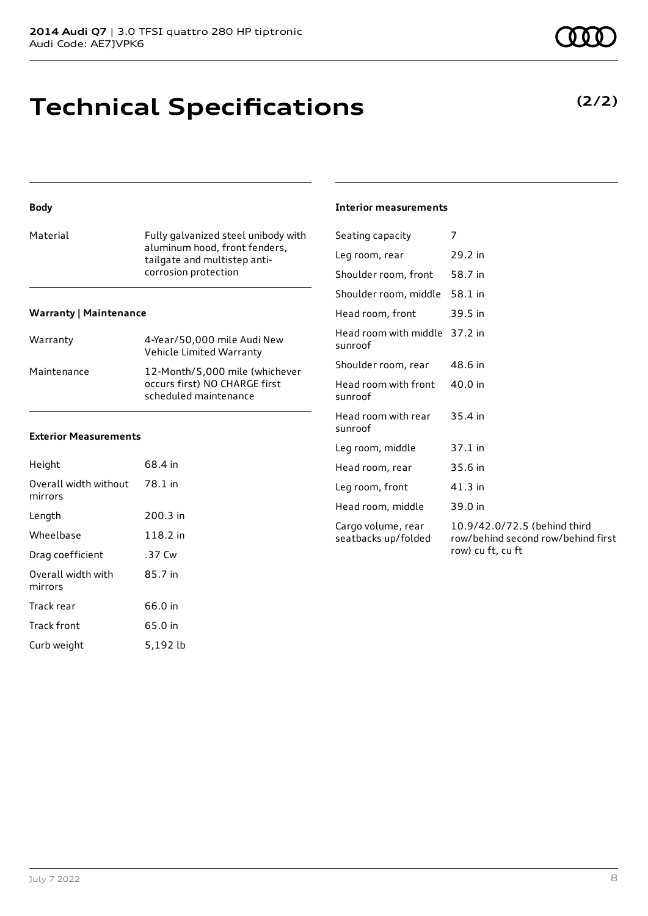# Technical Specifications

**(2/2)**

### Body

| | |
|---|---|
| Material | Fully galvanized steel unibody with aluminum hood, front fenders, tailgate and multistep anti-corrosion protection |

### Warranty | Maintenance

| | |
|---|---|
| Warranty | 4-Year/50,000 mile Audi New Vehicle Limited Warranty |
| Maintenance | 12-Month/5,000 mile (whichever occurs first) NO CHARGE first scheduled maintenance |

### Exterior Measurements

| | |
|---|---|
| Height | 68.4 in |
| Overall width without mirrors | 78.1 in |
| Length | 200.3 in |
| Wheelbase | 118.2 in |
| Drag coefficient | .37 Cw |
| Overall width with mirrors | 85.7 in |
| Track rear | 66.0 in |
| Track front | 65.0 in |
| Curb weight | 5,192 lb |

### Interior measurements

| | |
|---|---|
| Seating capacity | 7 |
| Leg room, rear | 29.2 in |
| Shoulder room, front | 58.7 in |
| Shoulder room, middle | 58.1 in |
| Head room, front | 39.5 in |
| Head room with middle sunroof | 37.2 in |
| Shoulder room, rear | 48.6 in |
| Head room with front sunroof | 40.0 in |
| Head room with rear sunroof | 35.4 in |
| Leg room, middle | 37.1 in |
| Head room, rear | 35.6 in |
| Leg room, front | 41.3 in |
| Head room, middle | 39.0 in |
| Cargo volume, rear seatbacks up/folded | 10.9/42.0/72.5 (behind third row/behind second row/behind first row) cu ft, cu ft |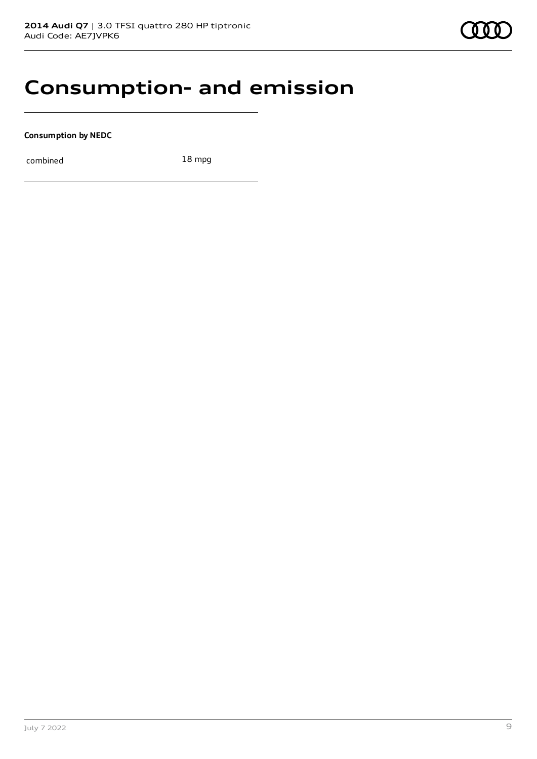# Consumption- and emission

**Consumption by NEDC**

| combined | 18 mpg |
|---|---|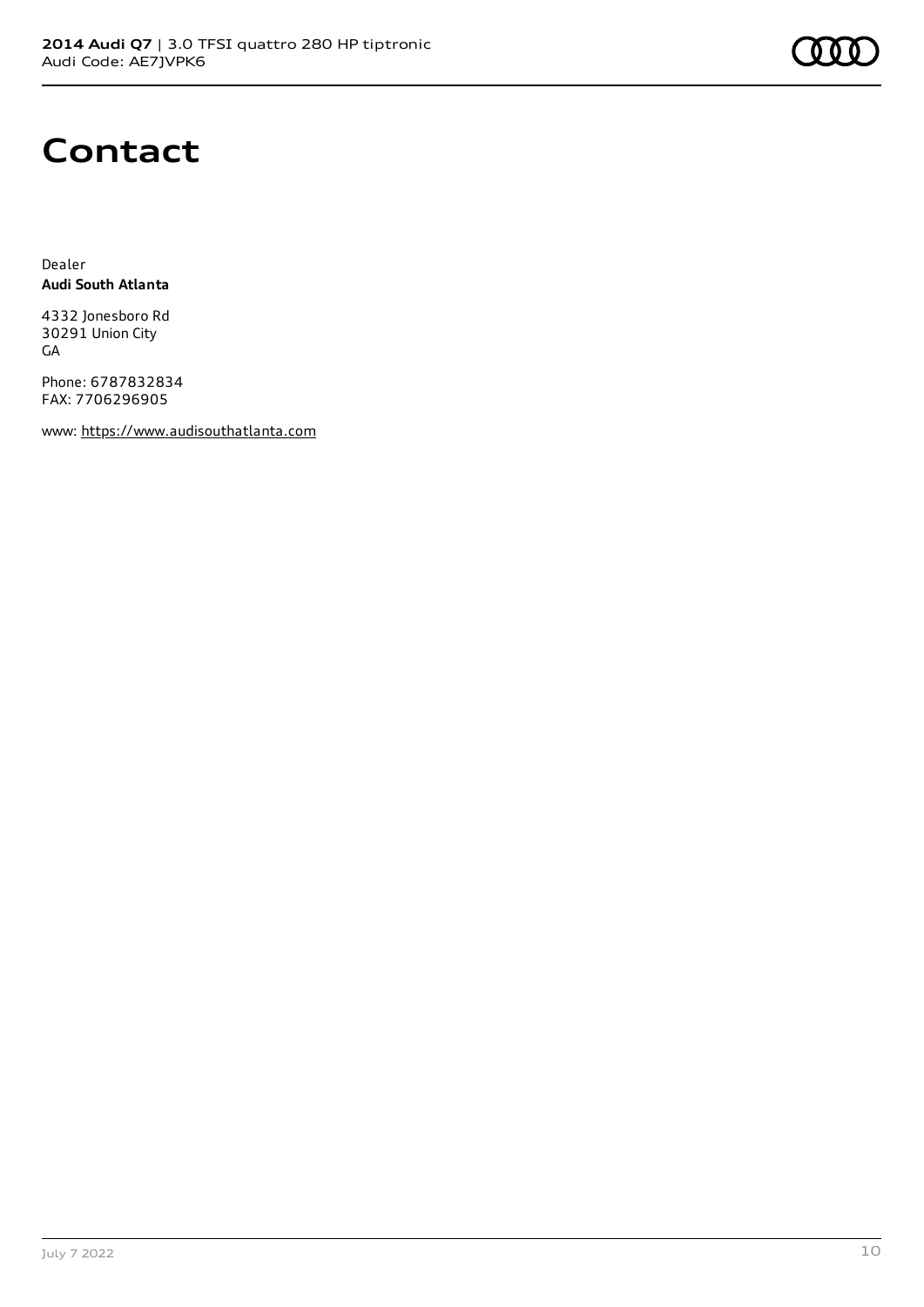# Contact

Dealer
**Audi South Atlanta**

4332 Jonesboro Rd
30291 Union City
GA

Phone: 6787832834
FAX: 7706296905

www: https://www.audisouthatlanta.com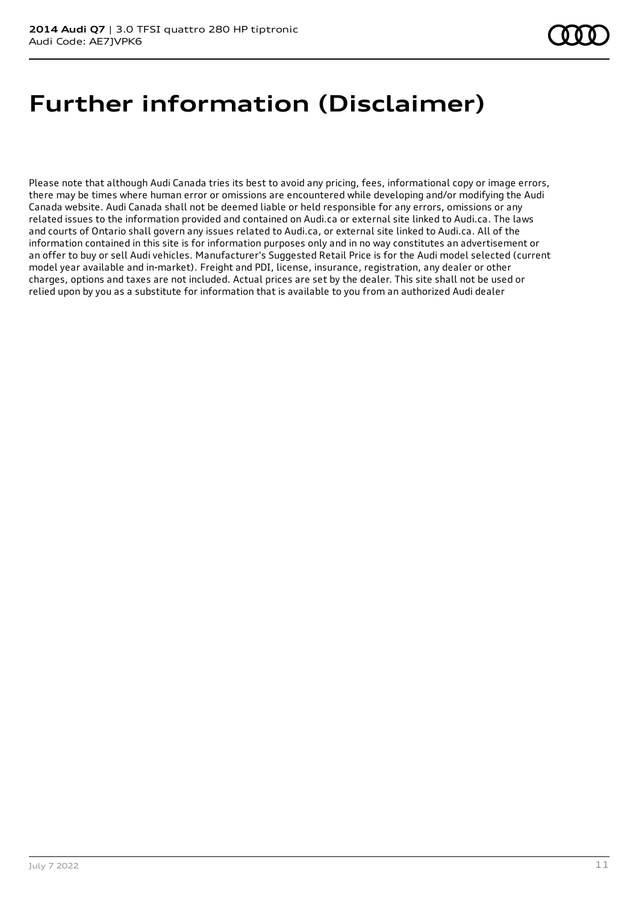# Further information (Disclaimer)

Please note that although Audi Canada tries its best to avoid any pricing, fees, informational copy or image errors, there may be times where human error or omissions are encountered while developing and/or modifying the Audi Canada website. Audi Canada shall not be deemed liable or held responsible for any errors, omissions or any related issues to the information provided and contained on Audi.ca or external site linked to Audi.ca. The laws and courts of Ontario shall govern any issues related to Audi.ca, or external site linked to Audi.ca. All of the information contained in this site is for information purposes only and in no way constitutes an advertisement or an offer to buy or sell Audi vehicles. Manufacturer's Suggested Retail Price is for the Audi model selected (current model year available and in-market). Freight and PDI, license, insurance, registration, any dealer or other charges, options and taxes are not included. Actual prices are set by the dealer. This site shall not be used or relied upon by you as a substitute for information that is available to you from an authorized Audi dealer